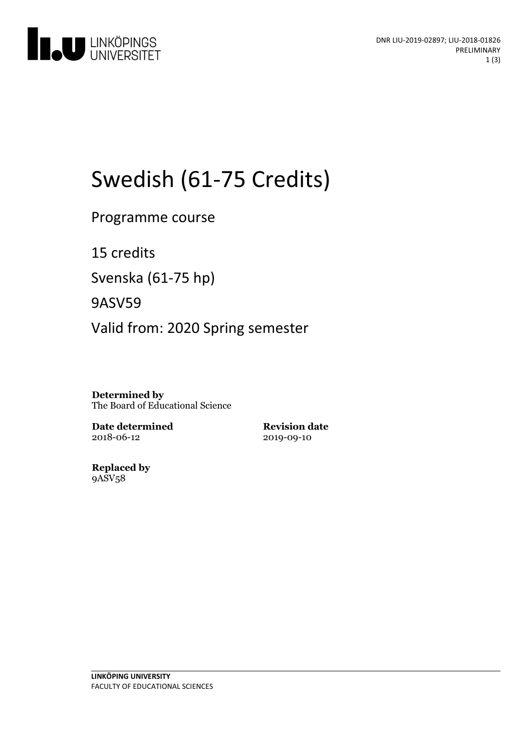DNR LIU-2019-02897; LIU-2018-01826
PRELIMINARY

# Swedish (61-75 Credits)

Programme course

15 credits

Svenska (61-75 hp)

9ASV59

Valid from: 2020 Spring semester

**Determined by**
The Board of Educational Science

**Date determined**
2018-06-12

**Revision date**
2019-09-10

**Replaced by**
9ASV58

**LINKÖPING UNIVERSITY**
FACULTY OF EDUCATIONAL SCIENCES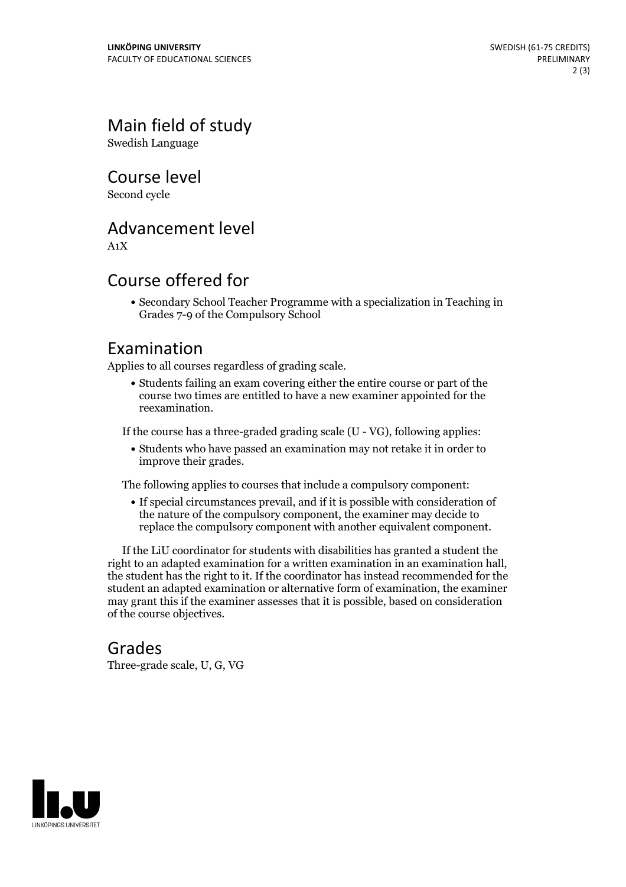# Main field of study

Swedish Language

# Course level

Second cycle

# Advancement level

A1X

# Course offered for

- Secondary School Teacher Programme with a specialization in Teaching in Grades 7-9 of the Compulsory School

# Examination

Applies to all courses regardless of grading scale.

- Students failing an exam covering either the entire course or part of the course two times are entitled to have a new examiner appointed for the reexamination.

If the course has a three-graded grading scale (U - VG), following applies:

- Students who have passed an examination may not retake it in order to improve their grades.

The following applies to courses that include a compulsory component:

- If special circumstances prevail, and if it is possible with consideration of the nature of the compulsory component, the examiner may decide to replace the compulsory component with another equivalent component.

If the LiU coordinator for students with disabilities has granted a student the right to an adapted examination for a written examination in an examination hall, the student has the right to it. If the coordinator has instead recommended for the student an adapted examination or alternative form of examination, the examiner may grant this if the examiner assesses that it is possible, based on consideration of the course objectives.

# Grades

Three-grade scale, U, G, VG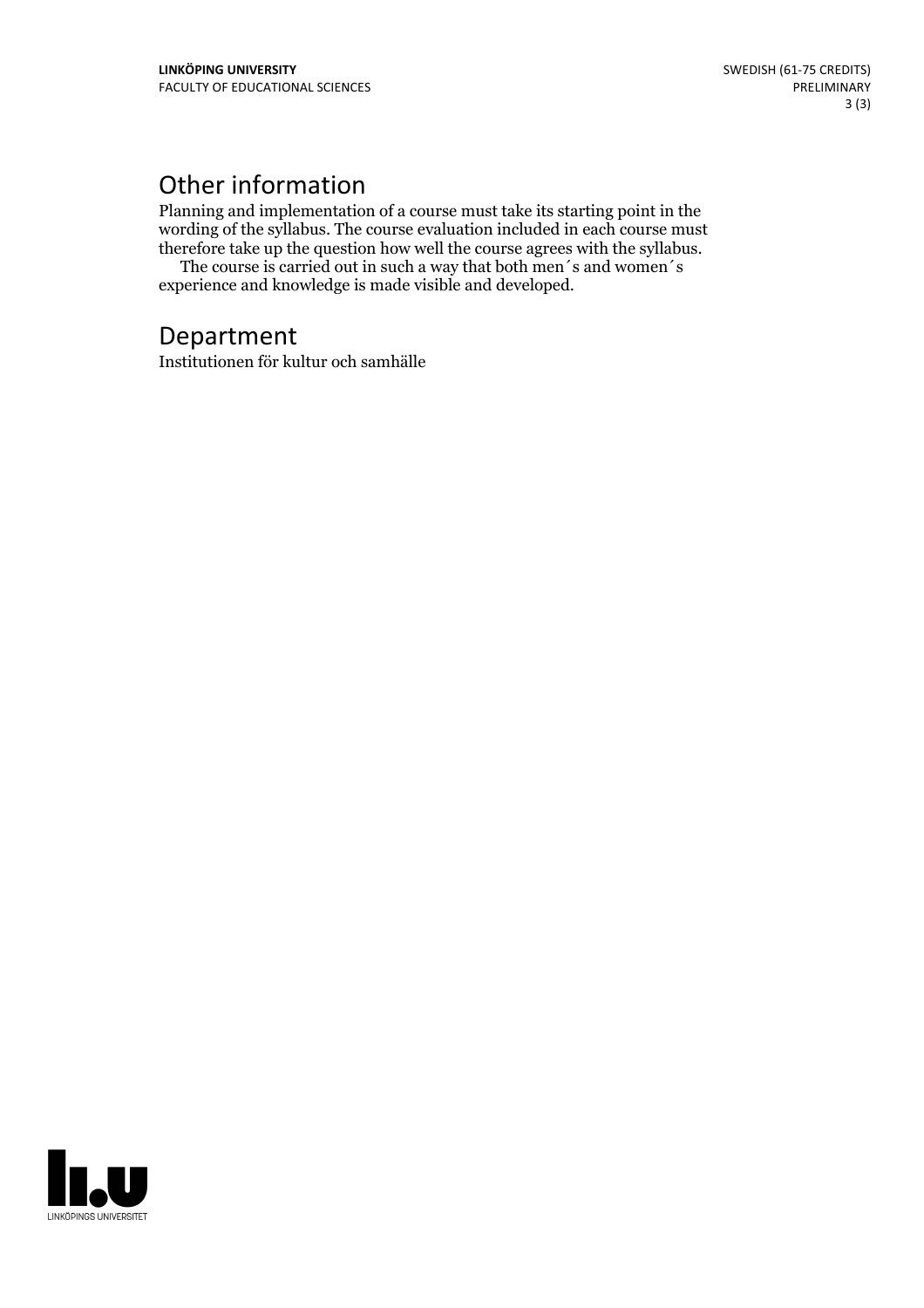## Other information

Planning and implementation of a course must take its starting point in the wording of the syllabus. The course evaluation included in each course must therefore take up the question how well the course agrees with the syllabus.

The course is carried out in such a way that both men´s and women´s experience and knowledge is made visible and developed.

## Department

Institutionen för kultur och samhälle